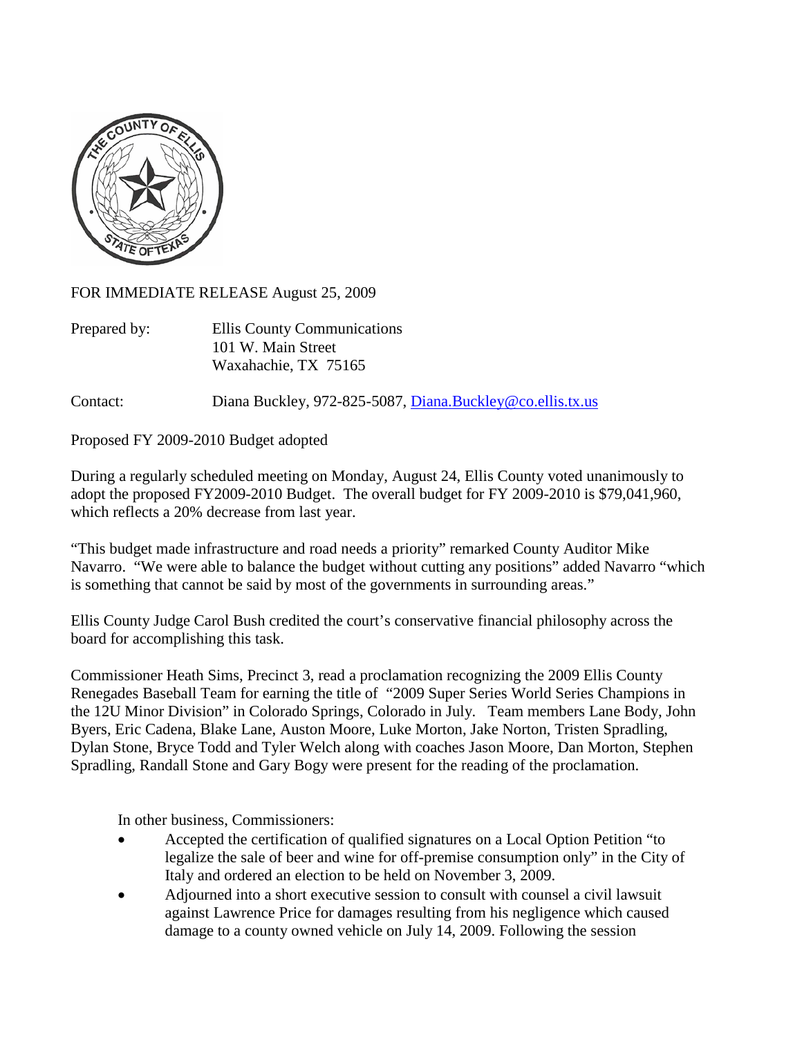FOR IMMEDIATE RELEASE August 25, 2009

Prepared by: Ellis County Communications
101 W. Main Street
Waxahachie, TX 75165

Contact: Diana Buckley, 972-825-5087, Diana.Buckley@co.ellis.tx.us

Proposed FY 2009-2010 Budget adopted

During a regularly scheduled meeting on Monday, August 24, Ellis County voted unanimously to adopt the proposed FY2009-2010 Budget. The overall budget for FY 2009-2010 is $79,041,960, which reflects a 20% decrease from last year.

"This budget made infrastructure and road needs a priority" remarked County Auditor Mike Navarro. "We were able to balance the budget without cutting any positions" added Navarro "which is something that cannot be said by most of the governments in surrounding areas."

Ellis County Judge Carol Bush credited the court's conservative financial philosophy across the board for accomplishing this task.

Commissioner Heath Sims, Precinct 3, read a proclamation recognizing the 2009 Ellis County Renegades Baseball Team for earning the title of "2009 Super Series World Series Champions in the 12U Minor Division" in Colorado Springs, Colorado in July. Team members Lane Body, John Byers, Eric Cadena, Blake Lane, Auston Moore, Luke Morton, Jake Norton, Tristen Spradling, Dylan Stone, Bryce Todd and Tyler Welch along with coaches Jason Moore, Dan Morton, Stephen Spradling, Randall Stone and Gary Bogy were present for the reading of the proclamation.

In other business, Commissioners:

- Accepted the certification of qualified signatures on a Local Option Petition "to legalize the sale of beer and wine for off-premise consumption only" in the City of Italy and ordered an election to be held on November 3, 2009.
- Adjourned into a short executive session to consult with counsel a civil lawsuit against Lawrence Price for damages resulting from his negligence which caused damage to a county owned vehicle on July 14, 2009. Following the session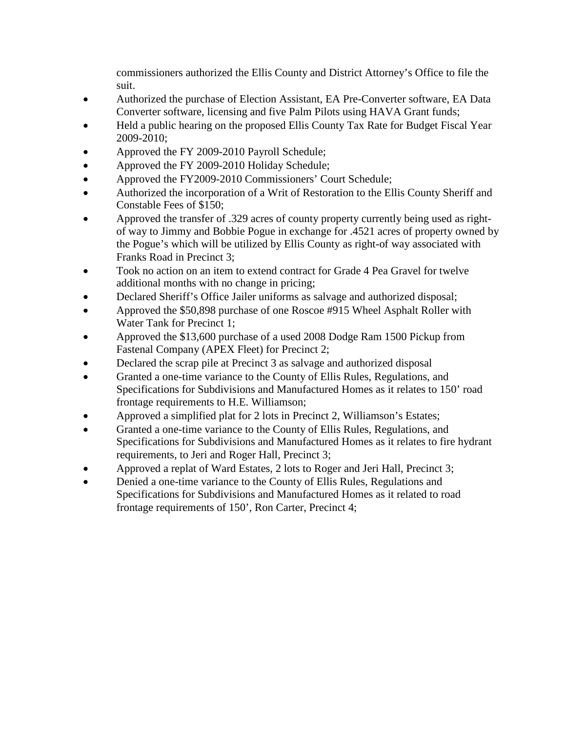commissioners authorized the Ellis County and District Attorney's Office to file the suit.

- Authorized the purchase of Election Assistant, EA Pre-Converter software, EA Data Converter software, licensing and five Palm Pilots using HAVA Grant funds;
- Held a public hearing on the proposed Ellis County Tax Rate for Budget Fiscal Year 2009-2010;
- Approved the FY 2009-2010 Payroll Schedule;
- Approved the FY 2009-2010 Holiday Schedule;
- Approved the FY2009-2010 Commissioners' Court Schedule;
- Authorized the incorporation of a Writ of Restoration to the Ellis County Sheriff and Constable Fees of $150;
- Approved the transfer of .329 acres of county property currently being used as right-of way to Jimmy and Bobbie Pogue in exchange for .4521 acres of property owned by the Pogue's which will be utilized by Ellis County as right-of way associated with Franks Road in Precinct 3;
- Took no action on an item to extend contract for Grade 4 Pea Gravel for twelve additional months with no change in pricing;
- Declared Sheriff's Office Jailer uniforms as salvage and authorized disposal;
- Approved the $50,898 purchase of one Roscoe #915 Wheel Asphalt Roller with Water Tank for Precinct 1;
- Approved the $13,600 purchase of a used 2008 Dodge Ram 1500 Pickup from Fastenal Company (APEX Fleet) for Precinct 2;
- Declared the scrap pile at Precinct 3 as salvage and authorized disposal
- Granted a one-time variance to the County of Ellis Rules, Regulations, and Specifications for Subdivisions and Manufactured Homes as it relates to 150' road frontage requirements to H.E. Williamson;
- Approved a simplified plat for 2 lots in Precinct 2, Williamson's Estates;
- Granted a one-time variance to the County of Ellis Rules, Regulations, and Specifications for Subdivisions and Manufactured Homes as it relates to fire hydrant requirements, to Jeri and Roger Hall, Precinct 3;
- Approved a replat of Ward Estates, 2 lots to Roger and Jeri Hall, Precinct 3;
- Denied a one-time variance to the County of Ellis Rules, Regulations and Specifications for Subdivisions and Manufactured Homes as it related to road frontage requirements of 150', Ron Carter, Precinct 4;